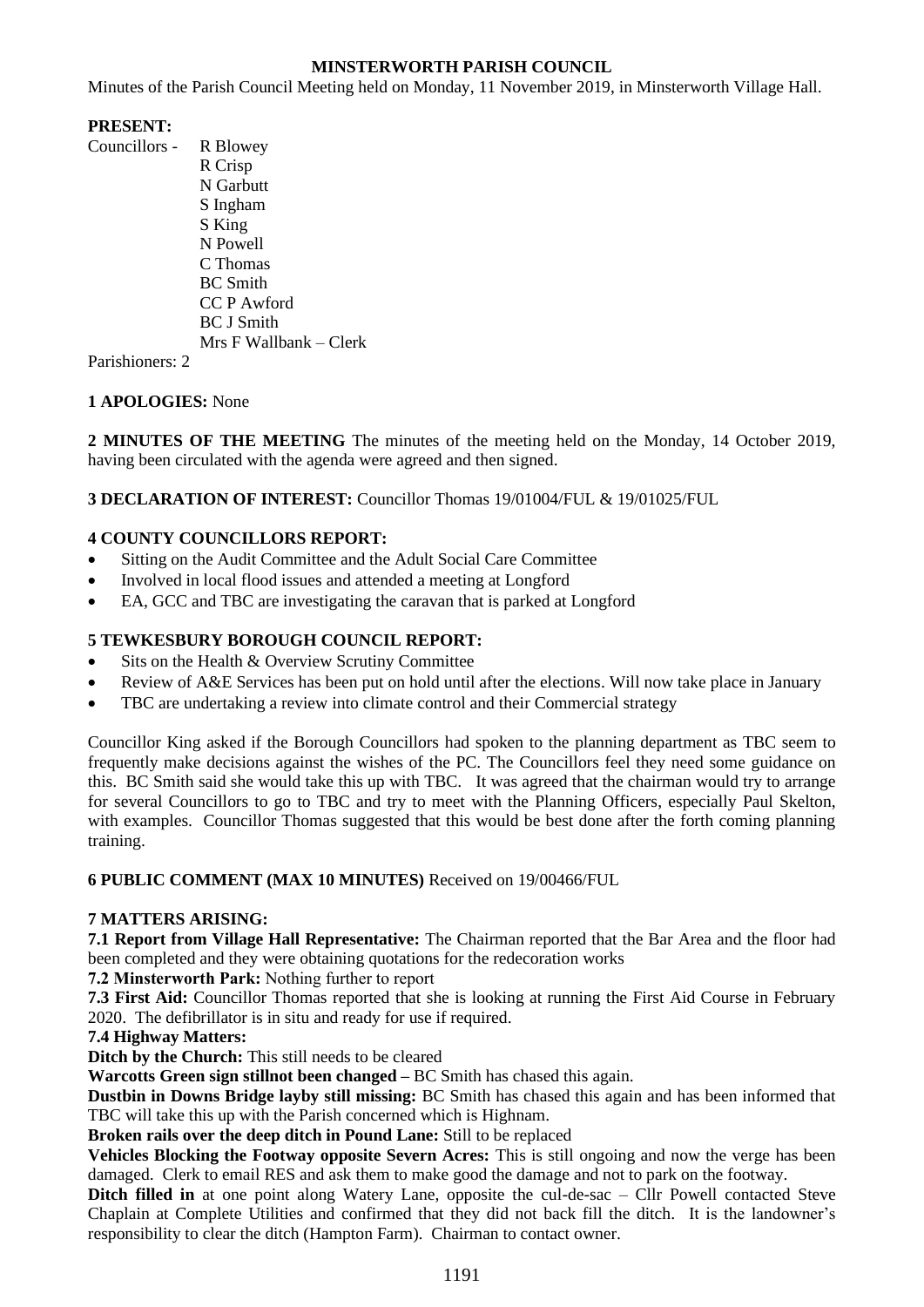# MINSTERWORTH PARISH COUNCIL

Minutes of the Parish Council Meeting held on Monday, 11 November 2019, in Minsterworth Village Hall.

**PRESENT:**

Councillors - R Blowey
R Crisp
N Garbutt
S Ingham
S King
N Powell
C Thomas
BC Smith
CC P Awford
BC J Smith
Mrs F Wallbank – Clerk

Parishioners: 2

**1 APOLOGIES:** None

**2 MINUTES OF THE MEETING** The minutes of the meeting held on the Monday, 14 October 2019, having been circulated with the agenda were agreed and then signed.

**3 DECLARATION OF INTEREST:** Councillor Thomas 19/01004/FUL & 19/01025/FUL

**4 COUNTY COUNCILLORS REPORT:**

- Sitting on the Audit Committee and the Adult Social Care Committee
- Involved in local flood issues and attended a meeting at Longford
- EA, GCC and TBC are investigating the caravan that is parked at Longford

**5 TEWKESBURY BOROUGH COUNCIL REPORT:**

- Sits on the Health & Overview Scrutiny Committee
- Review of A&E Services has been put on hold until after the elections. Will now take place in January
- TBC are undertaking a review into climate control and their Commercial strategy

Councillor King asked if the Borough Councillors had spoken to the planning department as TBC seem to frequently make decisions against the wishes of the PC. The Councillors feel they need some guidance on this. BC Smith said she would take this up with TBC. It was agreed that the chairman would try to arrange for several Councillors to go to TBC and try to meet with the Planning Officers, especially Paul Skelton, with examples. Councillor Thomas suggested that this would be best done after the forth coming planning training.

**6 PUBLIC COMMENT (MAX 10 MINUTES)** Received on 19/00466/FUL

**7 MATTERS ARISING:**

**7.1 Report from Village Hall Representative:** The Chairman reported that the Bar Area and the floor had been completed and they were obtaining quotations for the redecoration works

**7.2 Minsterworth Park:** Nothing further to report

**7.3 First Aid:** Councillor Thomas reported that she is looking at running the First Aid Course in February 2020. The defibrillator is in situ and ready for use if required.

**7.4 Highway Matters:**

**Ditch by the Church:** This still needs to be cleared

**Warcotts Green sign stillnot been changed –** BC Smith has chased this again.

**Dustbin in Downs Bridge layby still missing:** BC Smith has chased this again and has been informed that TBC will take this up with the Parish concerned which is Highnam.

**Broken rails over the deep ditch in Pound Lane:** Still to be replaced

**Vehicles Blocking the Footway opposite Severn Acres:** This is still ongoing and now the verge has been damaged. Clerk to email RES and ask them to make good the damage and not to park on the footway.

**Ditch filled in** at one point along Watery Lane, opposite the cul-de-sac – Cllr Powell contacted Steve Chaplain at Complete Utilities and confirmed that they did not back fill the ditch. It is the landowner's responsibility to clear the ditch (Hampton Farm). Chairman to contact owner.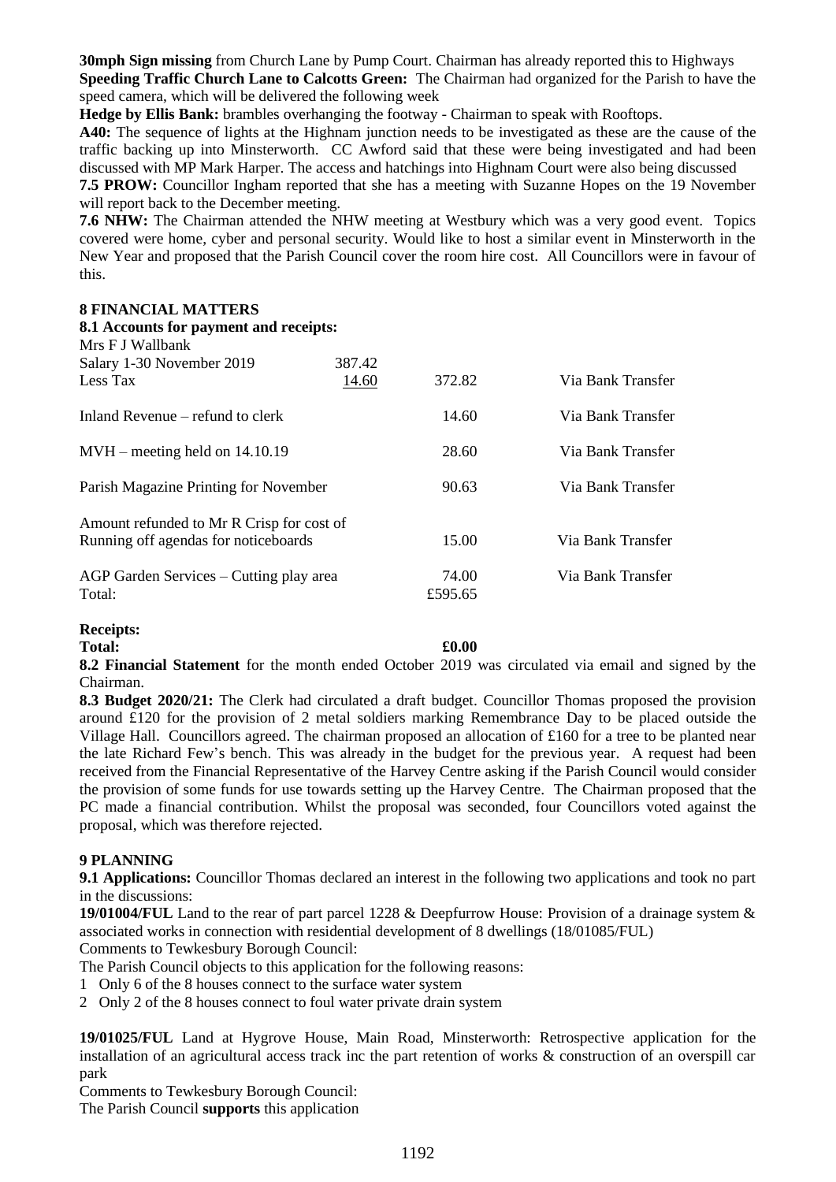**30mph Sign missing** from Church Lane by Pump Court. Chairman has already reported this to Highways

**Speeding Traffic Church Lane to Calcotts Green:** The Chairman had organized for the Parish to have the speed camera, which will be delivered the following week

**Hedge by Ellis Bank:** brambles overhanging the footway - Chairman to speak with Rooftops.

**A40:** The sequence of lights at the Highnam junction needs to be investigated as these are the cause of the traffic backing up into Minsterworth. CC Awford said that these were being investigated and had been discussed with MP Mark Harper. The access and hatchings into Highnam Court were also being discussed

**7.5 PROW:** Councillor Ingham reported that she has a meeting with Suzanne Hopes on the 19 November will report back to the December meeting.

**7.6 NHW:** The Chairman attended the NHW meeting at Westbury which was a very good event. Topics covered were home, cyber and personal security. Would like to host a similar event in Minsterworth in the New Year and proposed that the Parish Council cover the room hire cost. All Councillors were in favour of this.

## 8 FINANCIAL MATTERS

### 8.1 Accounts for payment and receipts:

| | | | |
|---|---|---|---|
| Mrs F J Wallbank | | | |
| Salary 1-30 November 2019 | 387.42 | | |
| Less Tax | 14.60 | 372.82 | Via Bank Transfer |
| Inland Revenue – refund to clerk | | 14.60 | Via Bank Transfer |
| MVH – meeting held on 14.10.19 | | 28.60 | Via Bank Transfer |
| Parish Magazine Printing for November | | 90.63 | Via Bank Transfer |
| Amount refunded to Mr R Crisp for cost of Running off agendas for noticeboards | | 15.00 | Via Bank Transfer |
| AGP Garden Services – Cutting play area | | 74.00 | Via Bank Transfer |
| Total: | | £595.65 | |

**Receipts:**

**Total:** **£0.00**

**8.2 Financial Statement** for the month ended October 2019 was circulated via email and signed by the Chairman.

**8.3 Budget 2020/21:** The Clerk had circulated a draft budget. Councillor Thomas proposed the provision around £120 for the provision of 2 metal soldiers marking Remembrance Day to be placed outside the Village Hall. Councillors agreed. The chairman proposed an allocation of £160 for a tree to be planted near the late Richard Few's bench. This was already in the budget for the previous year. A request had been received from the Financial Representative of the Harvey Centre asking if the Parish Council would consider the provision of some funds for use towards setting up the Harvey Centre. The Chairman proposed that the PC made a financial contribution. Whilst the proposal was seconded, four Councillors voted against the proposal, which was therefore rejected.

## 9 PLANNING

**9.1 Applications:** Councillor Thomas declared an interest in the following two applications and took no part in the discussions:

**19/01004/FUL** Land to the rear of part parcel 1228 & Deepfurrow House: Provision of a drainage system & associated works in connection with residential development of 8 dwellings (18/01085/FUL)

Comments to Tewkesbury Borough Council:

The Parish Council objects to this application for the following reasons:

1 Only 6 of the 8 houses connect to the surface water system

2 Only 2 of the 8 houses connect to foul water private drain system

**19/01025/FUL** Land at Hygrove House, Main Road, Minsterworth: Retrospective application for the installation of an agricultural access track inc the part retention of works & construction of an overspill car park

Comments to Tewkesbury Borough Council:

The Parish Council **supports** this application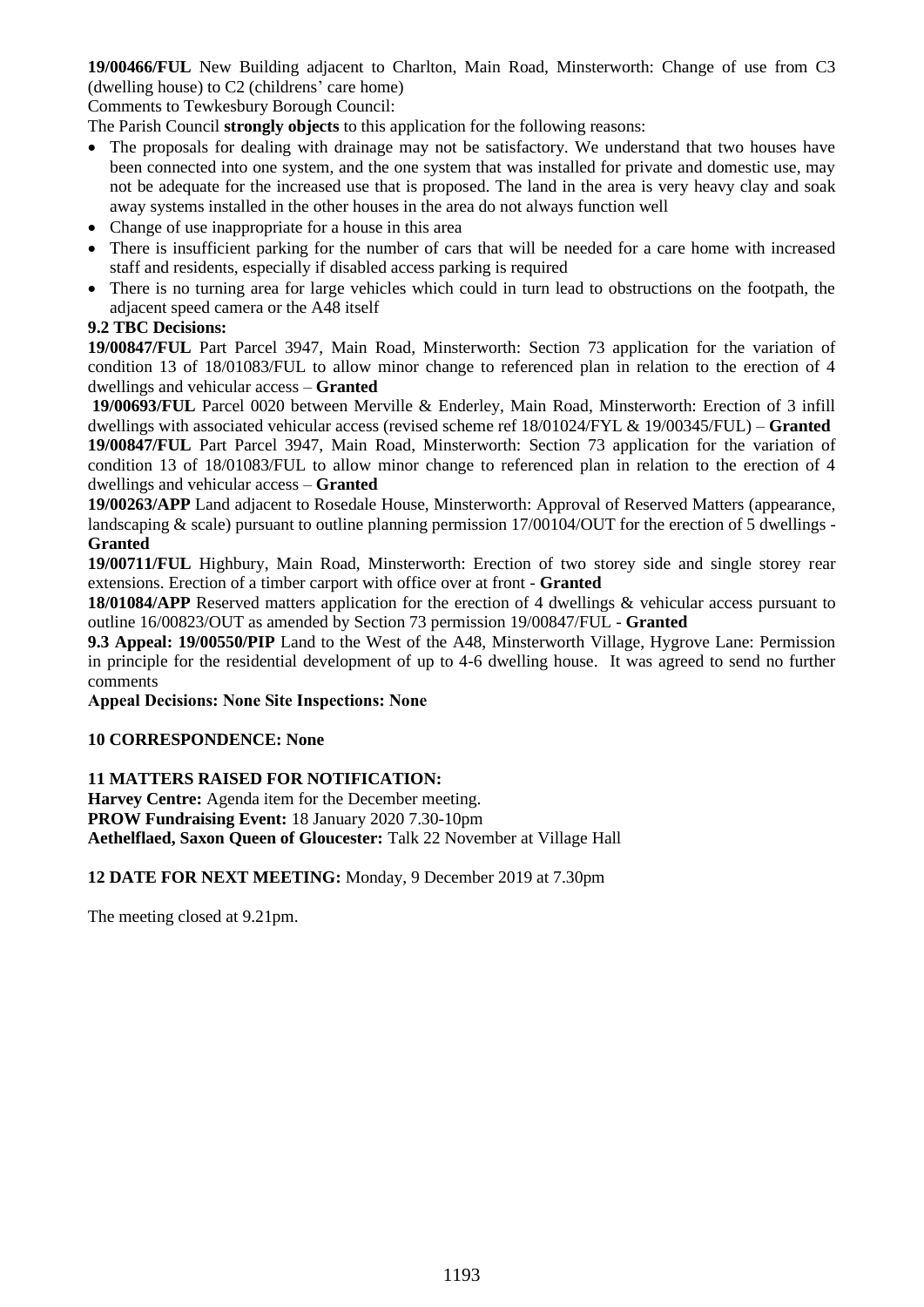**19/00466/FUL** New Building adjacent to Charlton, Main Road, Minsterworth: Change of use from C3 (dwelling house) to C2 (childrens' care home)

Comments to Tewkesbury Borough Council:

The Parish Council **strongly objects** to this application for the following reasons:

- The proposals for dealing with drainage may not be satisfactory. We understand that two houses have been connected into one system, and the one system that was installed for private and domestic use, may not be adequate for the increased use that is proposed. The land in the area is very heavy clay and soak away systems installed in the other houses in the area do not always function well
- Change of use inappropriate for a house in this area
- There is insufficient parking for the number of cars that will be needed for a care home with increased staff and residents, especially if disabled access parking is required
- There is no turning area for large vehicles which could in turn lead to obstructions on the footpath, the adjacent speed camera or the A48 itself

**9.2 TBC Decisions:**

**19/00847/FUL** Part Parcel 3947, Main Road, Minsterworth: Section 73 application for the variation of condition 13 of 18/01083/FUL to allow minor change to referenced plan in relation to the erection of 4 dwellings and vehicular access – **Granted**

**19/00693/FUL** Parcel 0020 between Merville & Enderley, Main Road, Minsterworth: Erection of 3 infill dwellings with associated vehicular access (revised scheme ref 18/01024/FYL & 19/00345/FUL) – **Granted**

**19/00847/FUL** Part Parcel 3947, Main Road, Minsterworth: Section 73 application for the variation of condition 13 of 18/01083/FUL to allow minor change to referenced plan in relation to the erection of 4 dwellings and vehicular access – **Granted**

**19/00263/APP** Land adjacent to Rosedale House, Minsterworth: Approval of Reserved Matters (appearance, landscaping & scale) pursuant to outline planning permission 17/00104/OUT for the erection of 5 dwellings - **Granted**

**19/00711/FUL** Highbury, Main Road, Minsterworth: Erection of two storey side and single storey rear extensions. Erection of a timber carport with office over at front - **Granted**

**18/01084/APP** Reserved matters application for the erection of 4 dwellings & vehicular access pursuant to outline 16/00823/OUT as amended by Section 73 permission 19/00847/FUL - **Granted**

**9.3 Appeal: 19/00550/PIP** Land to the West of the A48, Minsterworth Village, Hygrove Lane: Permission in principle for the residential development of up to 4-6 dwelling house. It was agreed to send no further comments

**Appeal Decisions: None Site Inspections: None**

**10 CORRESPONDENCE: None**

**11 MATTERS RAISED FOR NOTIFICATION:**

**Harvey Centre:** Agenda item for the December meeting.
**PROW Fundraising Event:** 18 January 2020 7.30-10pm
**Aethelflaed, Saxon Queen of Gloucester:** Talk 22 November at Village Hall

**12 DATE FOR NEXT MEETING:** Monday, 9 December 2019 at 7.30pm

The meeting closed at 9.21pm.